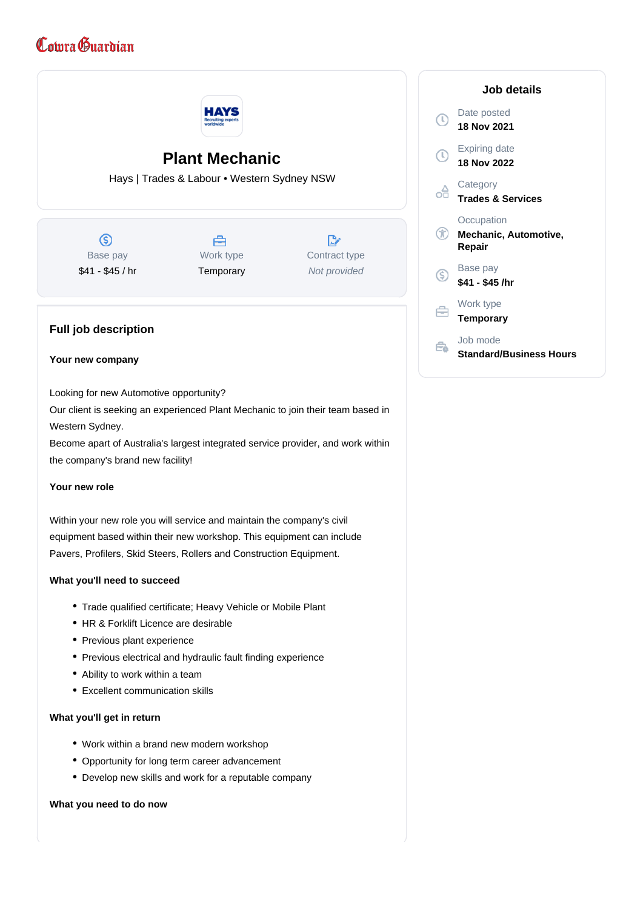Cowra Guardian

# Plant Mechanic

Hays | Trades & Labour • Western Sydney NSW

| Base pay | Work type | Contract type |
|---|---|---|
| $41 - $45 / hr | Temporary | *Not provided* |

## Full job description

**Your new company**

Looking for new Automotive opportunity?
Our client is seeking an experienced Plant Mechanic to join their team based in Western Sydney.
Become apart of Australia's largest integrated service provider, and work within the company's brand new facility!

**Your new role**

Within your new role you will service and maintain the company's civil equipment based within their new workshop. This equipment can include Pavers, Profilers, Skid Steers, Rollers and Construction Equipment.

**What you'll need to succeed**

- Trade qualified certificate; Heavy Vehicle or Mobile Plant
- HR & Forklift Licence are desirable
- Previous plant experience
- Previous electrical and hydraulic fault finding experience
- Ability to work within a team
- Excellent communication skills

**What you'll get in return**

- Work within a brand new modern workshop
- Opportunity for long term career advancement
- Develop new skills and work for a reputable company

**What you need to do now**

## Job details

- Date posted: **18 Nov 2021**
- Expiring date: **18 Nov 2022**
- Category: **Trades & Services**
- Occupation: **Mechanic, Automotive, Repair**
- Base pay: **$41 - $45 /hr**
- Work type: **Temporary**
- Job mode: **Standard/Business Hours**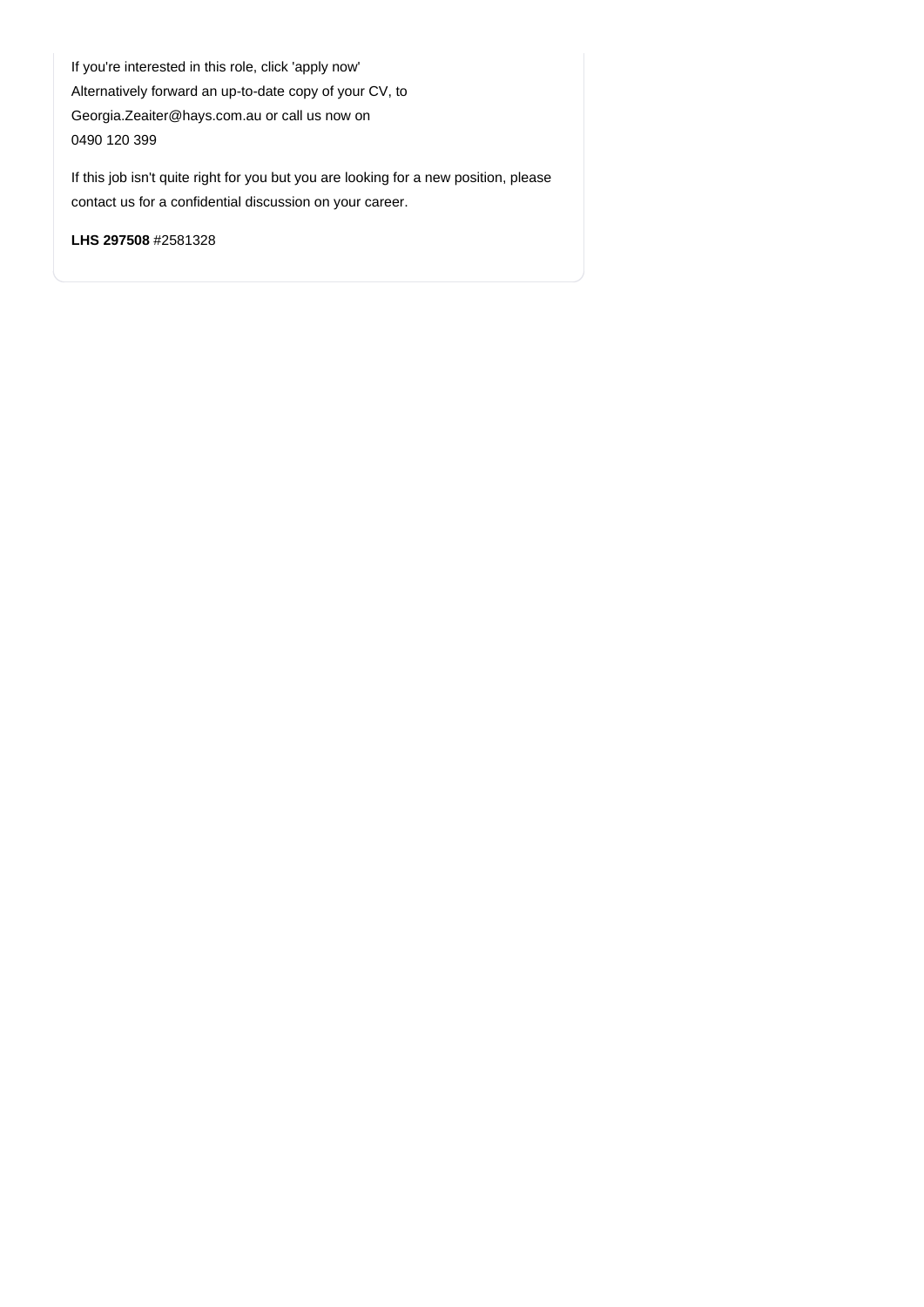If you're interested in this role, click 'apply now'
Alternatively forward an up-to-date copy of your CV, to
Georgia.Zeaiter@hays.com.au or call us now on
0490 120 399

If this job isn't quite right for you but you are looking for a new position, please contact us for a confidential discussion on your career.

**LHS 297508** #2581328